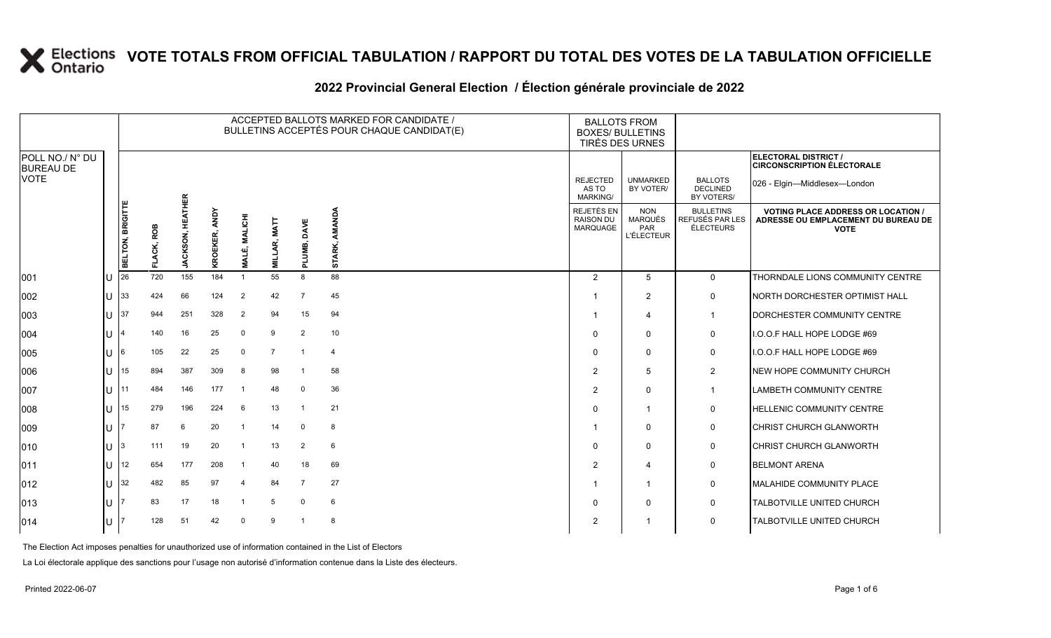# VOTE TOTALS FROM OFFICIAL TABULATION / RAPPORT DU TOTAL DES VOTES DE LA TABULATION OFFICIELLE

## 2022 Provincial General Election / Élection générale provinciale de 2022

ELECTORAL DISTRICT / CIRCONSCRIPTION ÉLECTORALE: 026 - Elgin—Middlesex—London

| POLL NO./ N° DU BUREAU DE VOTE | | ACCEPTED BALLOTS MARKED FOR CANDIDATE / BULLETINS ACCEPTÉS POUR CHAQUE CANDIDAT(E) | | | | | | | | BALLOTS FROM BOXES/ BULLETINS TIRÉS DES URNES | | | |
|---|---|---|---|---|---|---|---|---|---|---|---|---|---|
| | | BELTON, BRIGITTE | FLACK, ROB | JACKSON, HEATHER | KROEKER, ANDY | MALÉ, MALICHI | MILLAR, MATT | PLUMB, DAVE | STARK, AMANDA | REJECTED AS TO MARKING/ REJETÉS EN RAISON DU MARQUAGE | UNMARKED BY VOTER/ NON MARQUÉS PAR L'ÉLECTEUR | BALLOTS DECLINED BY VOTERS/ BULLETINS REFUSÉS PAR LES ÉLECTEURS | VOTING PLACE ADDRESS OR LOCATION / ADRESSE OU EMPLACEMENT DU BUREAU DE VOTE |
| 001 | U | 26 | 720 | 155 | 184 | 1 | 55 | 8 | 88 | 2 | 5 | 0 | THORNDALE LIONS COMMUNITY CENTRE |
| 002 | U | 33 | 424 | 66 | 124 | 2 | 42 | 7 | 45 | 1 | 2 | 0 | NORTH DORCHESTER OPTIMIST HALL |
| 003 | U | 37 | 944 | 251 | 328 | 2 | 94 | 15 | 94 | 1 | 4 | 1 | DORCHESTER COMMUNITY CENTRE |
| 004 | U | 4 | 140 | 16 | 25 | 0 | 9 | 2 | 10 | 0 | 0 | 0 | I.O.O.F HALL HOPE LODGE #69 |
| 005 | U | 6 | 105 | 22 | 25 | 0 | 7 | 1 | 4 | 0 | 0 | 0 | I.O.O.F HALL HOPE LODGE #69 |
| 006 | U | 15 | 894 | 387 | 309 | 8 | 98 | 1 | 58 | 2 | 5 | 2 | NEW HOPE COMMUNITY CHURCH |
| 007 | U | 11 | 484 | 146 | 177 | 1 | 48 | 0 | 36 | 2 | 0 | 1 | LAMBETH COMMUNITY CENTRE |
| 008 | U | 15 | 279 | 196 | 224 | 6 | 13 | 1 | 21 | 0 | 1 | 0 | HELLENIC COMMUNITY CENTRE |
| 009 | U | 7 | 87 | 6 | 20 | 1 | 14 | 0 | 8 | 1 | 0 | 0 | CHRIST CHURCH GLANWORTH |
| 010 | U | 3 | 111 | 19 | 20 | 1 | 13 | 2 | 6 | 0 | 0 | 0 | CHRIST CHURCH GLANWORTH |
| 011 | U | 12 | 654 | 177 | 208 | 1 | 40 | 18 | 69 | 2 | 4 | 0 | BELMONT ARENA |
| 012 | U | 32 | 482 | 85 | 97 | 4 | 84 | 7 | 27 | 1 | 1 | 0 | MALAHIDE COMMUNITY PLACE |
| 013 | U | 7 | 83 | 17 | 18 | 1 | 5 | 0 | 6 | 0 | 0 | 0 | TALBOTVILLE UNITED CHURCH |
| 014 | U | 7 | 128 | 51 | 42 | 0 | 9 | 1 | 8 | 2 | 1 | 0 | TALBOTVILLE UNITED CHURCH |

The Election Act imposes penalties for unauthorized use of information contained in the List of Electors

La Loi électorale applique des sanctions pour l'usage non autorisé d'information contenue dans la Liste des électeurs.

Printed 2022-06-07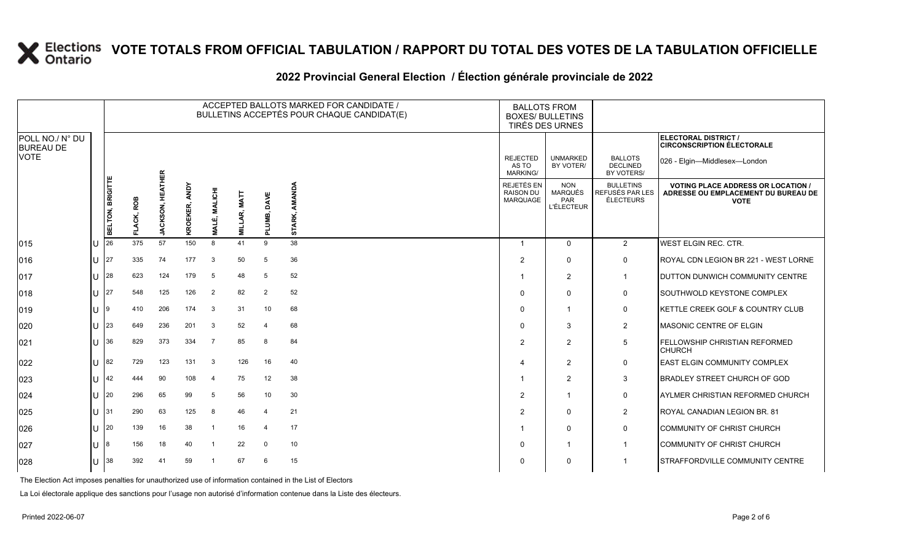# VOTE TOTALS FROM OFFICIAL TABULATION / RAPPORT DU TOTAL DES VOTES DE LA TABULATION OFFICIELLE

## 2022 Provincial General Election / Élection générale provinciale de 2022

ELECTORAL DISTRICT / CIRCONSCRIPTION ÉLECTORALE: 026 - Elgin—Middlesex—London

| POLL NO./ N° DU BUREAU DE VOTE | | ACCEPTED BALLOTS MARKED FOR CANDIDATE / BULLETINS ACCEPTÉS POUR CHAQUE CANDIDAT(E) | | | | | | | | BALLOTS FROM BOXES/ BULLETINS TIRÉS DES URNES | | | |
|---|---|---|---|---|---|---|---|---|---|---|---|---|---|
| | | BELTON, BRIGITTE | FLACK, ROB | JACKSON, HEATHER | KROEKER, ANDY | MALÉ, MALICHI | MILLAR, MATT | PLUMB, DAVE | STARK, AMANDA | REJECTED AS TO MARKING/ REJETÉS EN RAISON DU MARQUAGE | UNMARKED BY VOTER/ NON MARQUÉS PAR L'ÉLECTEUR | BALLOTS DECLINED BY VOTERS/ BULLETINS REFUSÉS PAR LES ÉLECTEURS | VOTING PLACE ADDRESS OR LOCATION / ADRESSE OU EMPLACEMENT DU BUREAU DE VOTE |
| 015 | U | 26 | 375 | 57 | 150 | 8 | 41 | 9 | 38 | 1 | 0 | 2 | WEST ELGIN REC. CTR. |
| 016 | U | 27 | 335 | 74 | 177 | 3 | 50 | 5 | 36 | 2 | 0 | 0 | ROYAL CDN LEGION BR 221 - WEST LORNE |
| 017 | U | 28 | 623 | 124 | 179 | 5 | 48 | 5 | 52 | 1 | 2 | 1 | DUTTON DUNWICH COMMUNITY CENTRE |
| 018 | U | 27 | 548 | 125 | 126 | 2 | 82 | 2 | 52 | 0 | 0 | 0 | SOUTHWOLD KEYSTONE COMPLEX |
| 019 | U | 9 | 410 | 206 | 174 | 3 | 31 | 10 | 68 | 0 | 1 | 0 | KETTLE CREEK GOLF & COUNTRY CLUB |
| 020 | U | 23 | 649 | 236 | 201 | 3 | 52 | 4 | 68 | 0 | 3 | 2 | MASONIC CENTRE OF ELGIN |
| 021 | U | 36 | 829 | 373 | 334 | 7 | 85 | 8 | 84 | 2 | 2 | 5 | FELLOWSHIP CHRISTIAN REFORMED CHURCH |
| 022 | U | 82 | 729 | 123 | 131 | 3 | 126 | 16 | 40 | 4 | 2 | 0 | EAST ELGIN COMMUNITY COMPLEX |
| 023 | U | 42 | 444 | 90 | 108 | 4 | 75 | 12 | 38 | 1 | 2 | 3 | BRADLEY STREET CHURCH OF GOD |
| 024 | U | 20 | 296 | 65 | 99 | 5 | 56 | 10 | 30 | 2 | 1 | 0 | AYLMER CHRISTIAN REFORMED CHURCH |
| 025 | U | 31 | 290 | 63 | 125 | 8 | 46 | 4 | 21 | 2 | 0 | 2 | ROYAL CANADIAN LEGION BR. 81 |
| 026 | U | 20 | 139 | 16 | 38 | 1 | 16 | 4 | 17 | 1 | 0 | 0 | COMMUNITY OF CHRIST CHURCH |
| 027 | U | 8 | 156 | 18 | 40 | 1 | 22 | 0 | 10 | 0 | 1 | 1 | COMMUNITY OF CHRIST CHURCH |
| 028 | U | 38 | 392 | 41 | 59 | 1 | 67 | 6 | 15 | 0 | 0 | 1 | STRAFFORDVILLE COMMUNITY CENTRE |

The Election Act imposes penalties for unauthorized use of information contained in the List of Electors

La Loi électorale applique des sanctions pour l'usage non autorisé d'information contenue dans la Liste des électeurs.

Printed 2022-06-07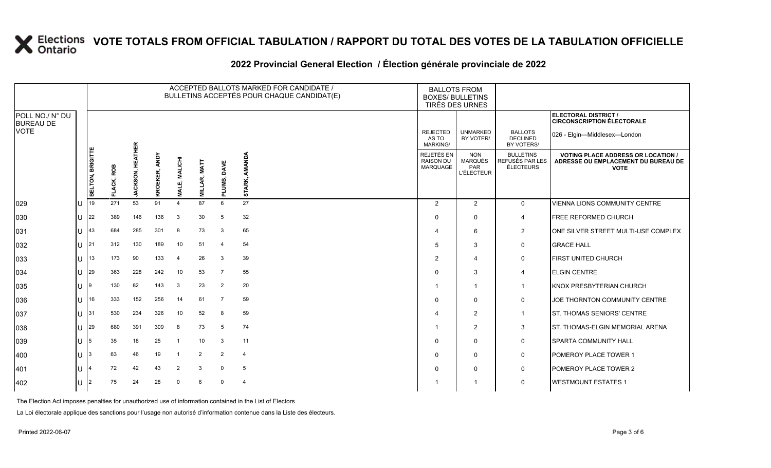# VOTE TOTALS FROM OFFICIAL TABULATION / RAPPORT DU TOTAL DES VOTES DE LA TABULATION OFFICIELLE

## 2022 Provincial General Election / Élection générale provinciale de 2022

ELECTORAL DISTRICT / CIRCONSCRIPTION ÉLECTORALE: 026 - Elgin—Middlesex—London

| POLL NO./ N° DU BUREAU DE VOTE | | ACCEPTED BALLOTS MARKED FOR CANDIDATE / BULLETINS ACCEPTÉS POUR CHAQUE CANDIDAT(E) | | | | | | | | BALLOTS FROM BOXES/ BULLETINS TIRÉS DES URNES | | | |
|---|---|---|---|---|---|---|---|---|---|---|---|---|---|
| | | BELTON, BRIGITTE | FLACK, ROB | JACKSON, HEATHER | KROEKER, ANDY | MALÉ, MALICHI | MILLAR, MATT | PLUMB, DAVE | STARK, AMANDA | REJECTED AS TO MARKING/ REJETÉS EN RAISON DU MARQUAGE | UNMARKED BY VOTER/ NON MARQUÉS PAR L'ÉLECTEUR | BALLOTS DECLINED BY VOTERS/ BULLETINS REFUSÉS PAR LES ÉLECTEURS | VOTING PLACE ADDRESS OR LOCATION / ADRESSE OU EMPLACEMENT DU BUREAU DE VOTE |
| 029 | U | 19 | 271 | 53 | 91 | 4 | 87 | 6 | 27 | 2 | 2 | 0 | VIENNA LIONS COMMUNITY CENTRE |
| 030 | U | 22 | 389 | 146 | 136 | 3 | 30 | 5 | 32 | 0 | 0 | 4 | FREE REFORMED CHURCH |
| 031 | U | 43 | 684 | 285 | 301 | 8 | 73 | 3 | 65 | 4 | 6 | 2 | ONE SILVER STREET MULTI-USE COMPLEX |
| 032 | U | 21 | 312 | 130 | 189 | 10 | 51 | 4 | 54 | 5 | 3 | 0 | GRACE HALL |
| 033 | U | 13 | 173 | 90 | 133 | 4 | 26 | 3 | 39 | 2 | 4 | 0 | FIRST UNITED CHURCH |
| 034 | U | 29 | 363 | 228 | 242 | 10 | 53 | 7 | 55 | 0 | 3 | 4 | ELGIN CENTRE |
| 035 | U | 9 | 130 | 82 | 143 | 3 | 23 | 2 | 20 | 1 | 1 | 1 | KNOX PRESBYTERIAN CHURCH |
| 036 | U | 16 | 333 | 152 | 256 | 14 | 61 | 7 | 59 | 0 | 0 | 0 | JOE THORNTON COMMUNITY CENTRE |
| 037 | U | 31 | 530 | 234 | 326 | 10 | 52 | 8 | 59 | 4 | 2 | 1 | ST. THOMAS SENIORS' CENTRE |
| 038 | U | 29 | 680 | 391 | 309 | 8 | 73 | 5 | 74 | 1 | 2 | 3 | ST. THOMAS-ELGIN MEMORIAL ARENA |
| 039 | U | 5 | 35 | 18 | 25 | 1 | 10 | 3 | 11 | 0 | 0 | 0 | SPARTA COMMUNITY HALL |
| 400 | U | 3 | 63 | 46 | 19 | 1 | 2 | 2 | 4 | 0 | 0 | 0 | POMEROY PLACE TOWER 1 |
| 401 | U | 4 | 72 | 42 | 43 | 2 | 3 | 0 | 5 | 0 | 0 | 0 | POMEROY PLACE TOWER 2 |
| 402 | U | 2 | 75 | 24 | 28 | 0 | 6 | 0 | 4 | 1 | 1 | 0 | WESTMOUNT ESTATES 1 |

The Election Act imposes penalties for unauthorized use of information contained in the List of Electors

La Loi électorale applique des sanctions pour l'usage non autorisé d'information contenue dans la Liste des électeurs.

Printed 2022-06-07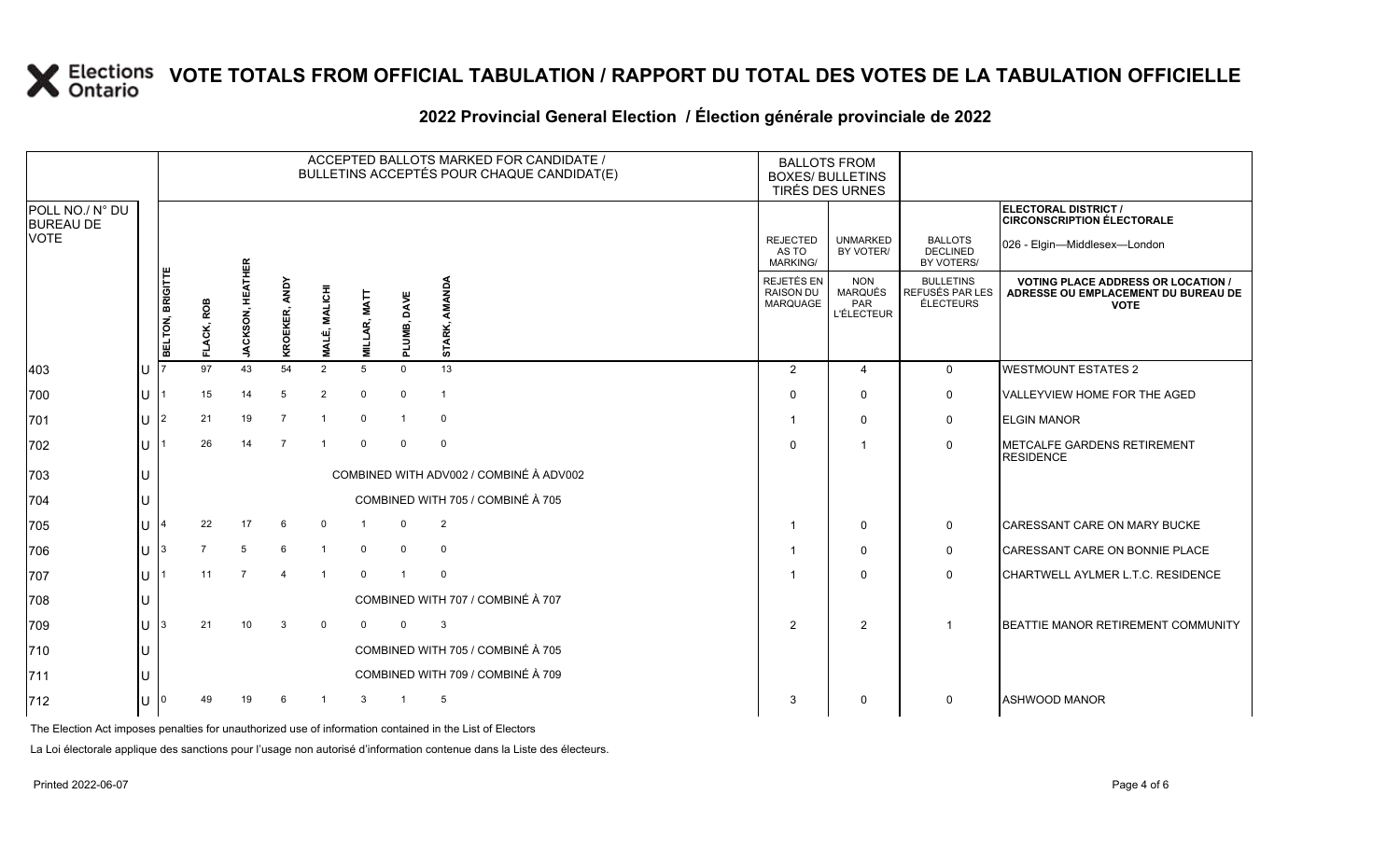# VOTE TOTALS FROM OFFICIAL TABULATION / RAPPORT DU TOTAL DES VOTES DE LA TABULATION OFFICIELLE

## 2022 Provincial General Election / Élection générale provinciale de 2022

ELECTORAL DISTRICT / CIRCONSCRIPTION ÉLECTORALE: 026 - Elgin—Middlesex—London

| POLL NO./ N° DU BUREAU DE VOTE | | BELTON, BRIGITTE | FLACK, ROB | JACKSON, HEATHER | KROEKER, ANDY | MALÉ, MALICHI | MILLAR, MATT | PLUMB, DAVE | STARK, AMANDA | REJECTED AS TO MARKING/ REJETÉS EN RAISON DU MARQUAGE | UNMARKED BY VOTER/ NON MARQUÉS PAR L'ÉLECTEUR | BALLOTS DECLINED BY VOTERS/ BULLETINS REFUSÉS PAR LES ÉLECTEURS | VOTING PLACE ADDRESS OR LOCATION / ADRESSE OU EMPLACEMENT DU BUREAU DE VOTE |
|---|---|---|---|---|---|---|---|---|---|---|---|---|---|
| 403 | U | 7 | 97 | 43 | 54 | 2 | 5 | 0 | 13 | 2 | 4 | 0 | WESTMOUNT ESTATES 2 |
| 700 | U | 1 | 15 | 14 | 5 | 2 | 0 | 0 | 1 | 0 | 0 | 0 | VALLEYVIEW HOME FOR THE AGED |
| 701 | U | 2 | 21 | 19 | 7 | 1 | 0 | 1 | 0 | 1 | 0 | 0 | ELGIN MANOR |
| 702 | U | 1 | 26 | 14 | 7 | 1 | 0 | 0 | 0 | 0 | 1 | 0 | METCALFE GARDENS RETIREMENT RESIDENCE |
| 703 | U | COMBINED WITH ADV002 / COMBINÉ À ADV002 | | | | | | | | | | | |
| 704 | U | COMBINED WITH 705 / COMBINÉ À 705 | | | | | | | | | | | |
| 705 | U | 4 | 22 | 17 | 6 | 0 | 1 | 0 | 2 | 1 | 0 | 0 | CARESSANT CARE ON MARY BUCKE |
| 706 | U | 3 | 7 | 5 | 6 | 1 | 0 | 0 | 0 | 1 | 0 | 0 | CARESSANT CARE ON BONNIE PLACE |
| 707 | U | 1 | 11 | 7 | 4 | 1 | 0 | 1 | 0 | 1 | 0 | 0 | CHARTWELL AYLMER L.T.C. RESIDENCE |
| 708 | U | COMBINED WITH 707 / COMBINÉ À 707 | | | | | | | | | | | |
| 709 | U | 3 | 21 | 10 | 3 | 0 | 0 | 0 | 3 | 2 | 2 | 1 | BEATTIE MANOR RETIREMENT COMMUNITY |
| 710 | U | COMBINED WITH 705 / COMBINÉ À 705 | | | | | | | | | | | |
| 711 | U | COMBINED WITH 709 / COMBINÉ À 709 | | | | | | | | | | | |
| 712 | U | 0 | 49 | 19 | 6 | 1 | 3 | 1 | 5 | 3 | 0 | 0 | ASHWOOD MANOR |

The Election Act imposes penalties for unauthorized use of information contained in the List of Electors

La Loi électorale applique des sanctions pour l'usage non autorisé d'information contenue dans la Liste des électeurs.

Printed 2022-06-07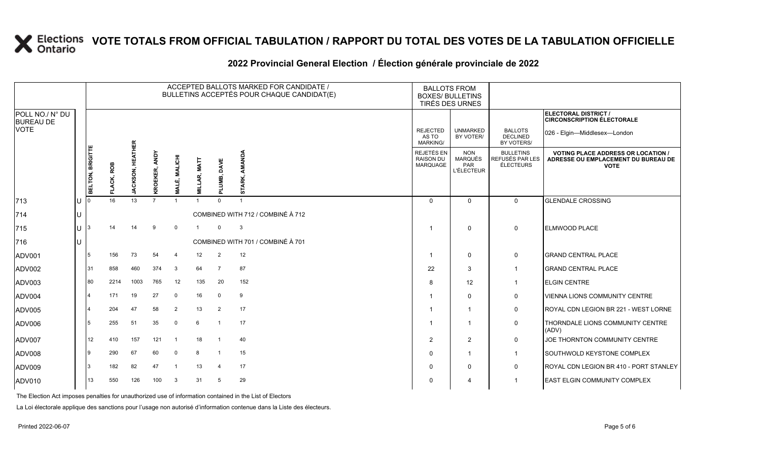# VOTE TOTALS FROM OFFICIAL TABULATION / RAPPORT DU TOTAL DES VOTES DE LA TABULATION OFFICIELLE

## 2022 Provincial General Election / Élection générale provinciale de 2022

ELECTORAL DISTRICT / CIRCONSCRIPTION ÉLECTORALE: 026 - Elgin—Middlesex—London

| POLL NO./ N° DU BUREAU DE VOTE | | ACCEPTED BALLOTS MARKED FOR CANDIDATE / BULLETINS ACCEPTÉS POUR CHAQUE CANDIDAT(E) | | | | | | | | BALLOTS FROM BOXES/ BULLETINS TIRÉS DES URNES | | | |
|---|---|---|---|---|---|---|---|---|---|---|---|---|---|
| | | BELTON, BRIGITTE | FLACK, ROB | JACKSON, HEATHER | KROEKER, ANDY | MALÉ, MALICHI | MILLAR, MATT | PLUMB, DAVE | STARK, AMANDA | REJECTED AS TO MARKING/ REJETÉS EN RAISON DU MARQUAGE | UNMARKED BY VOTER/ NON MARQUÉS PAR L'ÉLECTEUR | BALLOTS DECLINED BY VOTERS/ BULLETINS REFUSÉS PAR LES ÉLECTEURS | VOTING PLACE ADDRESS OR LOCATION / ADRESSE OU EMPLACEMENT DU BUREAU DE VOTE |
| 713 | U | 0 | 16 | 13 | 7 | 1 | 1 | 0 | 1 | 0 | 0 | 0 | GLENDALE CROSSING |
| 714 | U | COMBINED WITH 712 / COMBINÉ À 712 | | | | | | | | | | | |
| 715 | U | 3 | 14 | 14 | 9 | 0 | 1 | 0 | 3 | 1 | 0 | 0 | ELMWOOD PLACE |
| 716 | U | COMBINED WITH 701 / COMBINÉ À 701 | | | | | | | | | | | |
| ADV001 | | 5 | 156 | 73 | 54 | 4 | 12 | 2 | 12 | 1 | 0 | 0 | GRAND CENTRAL PLACE |
| ADV002 | | 31 | 858 | 460 | 374 | 3 | 64 | 7 | 87 | 22 | 3 | 1 | GRAND CENTRAL PLACE |
| ADV003 | | 80 | 2214 | 1003 | 765 | 12 | 135 | 20 | 152 | 8 | 12 | 1 | ELGIN CENTRE |
| ADV004 | | 4 | 171 | 19 | 27 | 0 | 16 | 0 | 9 | 1 | 0 | 0 | VIENNA LIONS COMMUNITY CENTRE |
| ADV005 | | 4 | 204 | 47 | 58 | 2 | 13 | 2 | 17 | 1 | 1 | 0 | ROYAL CDN LEGION BR 221 - WEST LORNE |
| ADV006 | | 5 | 255 | 51 | 35 | 0 | 6 | 1 | 17 | 1 | 1 | 0 | THORNDALE LIONS COMMUNITY CENTRE (ADV) |
| ADV007 | | 12 | 410 | 157 | 121 | 1 | 18 | 1 | 40 | 2 | 2 | 0 | JOE THORNTON COMMUNITY CENTRE |
| ADV008 | | 9 | 290 | 67 | 60 | 0 | 8 | 1 | 15 | 0 | 1 | 1 | SOUTHWOLD KEYSTONE COMPLEX |
| ADV009 | | 3 | 182 | 82 | 47 | 1 | 13 | 4 | 17 | 0 | 0 | 0 | ROYAL CDN LEGION BR 410 - PORT STANLEY |
| ADV010 | | 13 | 550 | 126 | 100 | 3 | 31 | 5 | 29 | 0 | 4 | 1 | EAST ELGIN COMMUNITY COMPLEX |

The Election Act imposes penalties for unauthorized use of information contained in the List of Electors

La Loi électorale applique des sanctions pour l'usage non autorisé d'information contenue dans la Liste des électeurs.

Printed 2022-06-07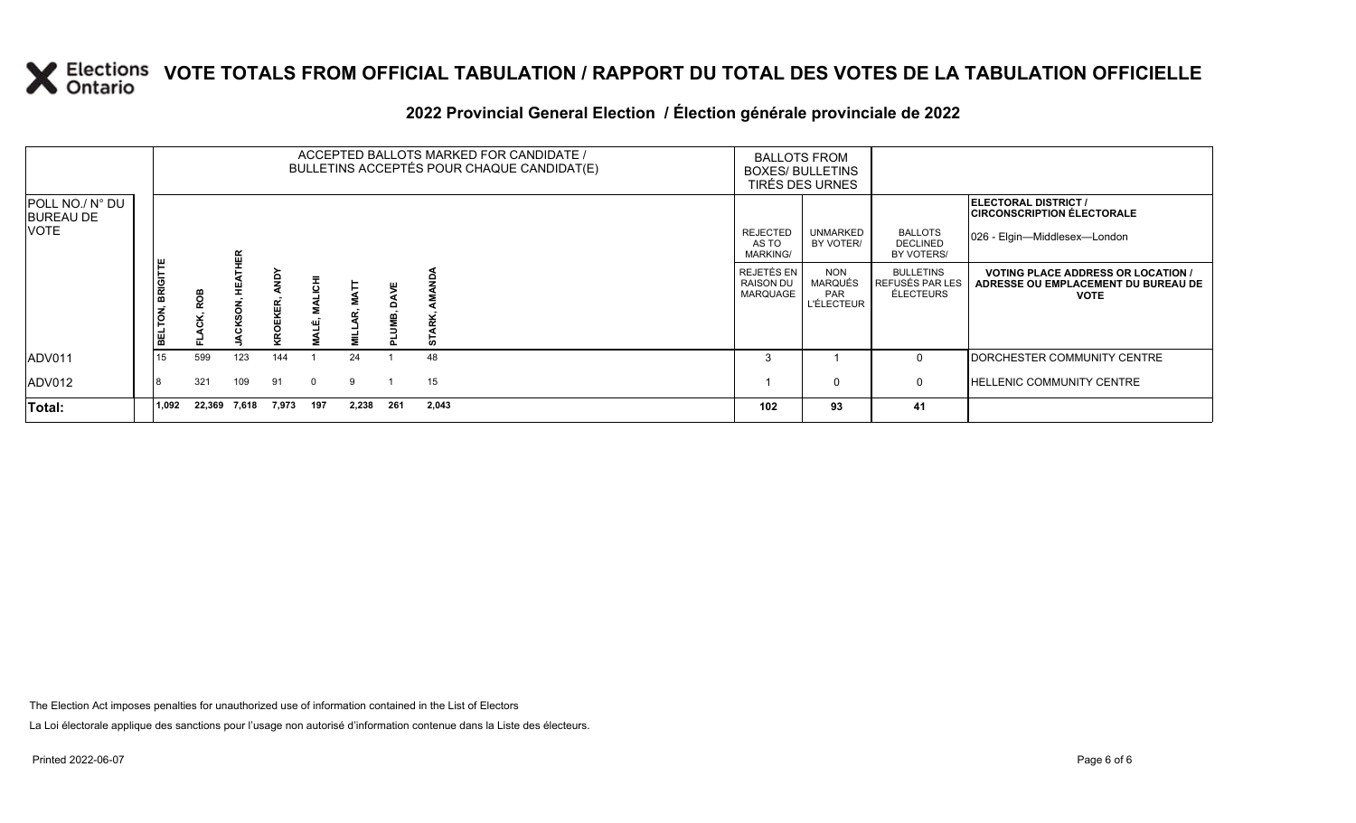# VOTE TOTALS FROM OFFICIAL TABULATION / RAPPORT DU TOTAL DES VOTES DE LA TABULATION OFFICIELLE

## 2022 Provincial General Election / Élection générale provinciale de 2022

| POLL NO./ N° DU BUREAU DE VOTE | ACCEPTED BALLOTS MARKED FOR CANDIDATE / BULLETINS ACCEPTÉS POUR CHAQUE CANDIDAT(E) | | | | | | | | BALLOTS FROM BOXES/ BULLETINS TIRÉS DES URNES | | | ELECTORAL DISTRICT / CIRCONSCRIPTION ÉLECTORALE 026 - Elgin—Middlesex—London |
|---|---|---|---|---|---|---|---|---|---|---|---|---|
| | BELTON, BRIGITTE | FLACK, ROB | JACKSON, HEATHER | KROEKER, ANDY | MALÉ, MALICHI | MILLAR, MATT | PLUMB, DAVE | STARK, AMANDA | REJECTED AS TO MARKING/ REJETÉS EN RAISON DU MARQUAGE | UNMARKED BY VOTER/ NON MARQUÉS PAR L'ÉLECTEUR | BALLOTS DECLINED BY VOTERS/ BULLETINS REFUSÉS PAR LES ÉLECTEURS | VOTING PLACE ADDRESS OR LOCATION / ADRESSE OU EMPLACEMENT DU BUREAU DE VOTE |
| ADV011 | 15 | 599 | 123 | 144 | 1 | 24 | 1 | 48 | 3 | 1 | 0 | DORCHESTER COMMUNITY CENTRE |
| ADV012 | 8 | 321 | 109 | 91 | 0 | 9 | 1 | 15 | 1 | 0 | 0 | HELLENIC COMMUNITY CENTRE |
| **Total:** | **1,092** | **22,369** | **7,618** | **7,973** | **197** | **2,238** | **261** | **2,043** | **102** | **93** | **41** | |

The Election Act imposes penalties for unauthorized use of information contained in the List of Electors

La Loi électorale applique des sanctions pour l'usage non autorisé d'information contenue dans la Liste des électeurs.

Printed 2022-06-07